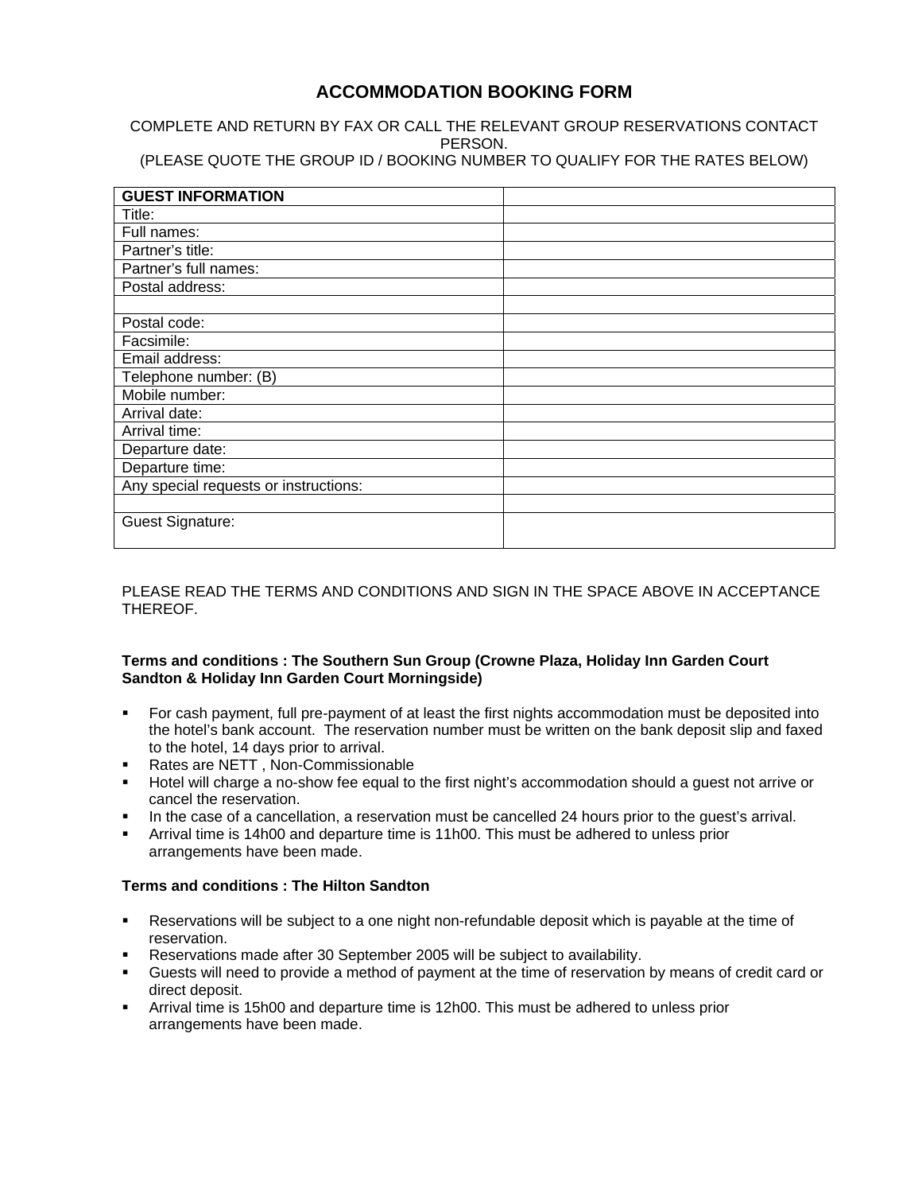# ACCOMMODATION BOOKING FORM

COMPLETE AND RETURN BY FAX OR CALL THE RELEVANT GROUP RESERVATIONS CONTACT PERSON.
(PLEASE QUOTE THE GROUP ID / BOOKING NUMBER TO QUALIFY FOR THE RATES BELOW)

| **GUEST INFORMATION** | |
|---|---|
| Title: | |
| Full names: | |
| Partner's title: | |
| Partner's full names: | |
| Postal address: | |
| | |
| Postal code: | |
| Facsimile: | |
| Email address: | |
| Telephone number: (B) | |
| Mobile number: | |
| Arrival date: | |
| Arrival time: | |
| Departure date: | |
| Departure time: | |
| Any special requests or instructions: | |
| | |
| Guest Signature: | |

PLEASE READ THE TERMS AND CONDITIONS AND SIGN IN THE SPACE ABOVE IN ACCEPTANCE THEREOF.

**Terms and conditions : The Southern Sun Group (Crowne Plaza, Holiday Inn Garden Court Sandton & Holiday Inn Garden Court Morningside)**

- For cash payment, full pre-payment of at least the first nights accommodation must be deposited into the hotel's bank account. The reservation number must be written on the bank deposit slip and faxed to the hotel, 14 days prior to arrival.
- Rates are NETT , Non-Commissionable
- Hotel will charge a no-show fee equal to the first night's accommodation should a guest not arrive or cancel the reservation.
- In the case of a cancellation, a reservation must be cancelled 24 hours prior to the guest's arrival.
- Arrival time is 14h00 and departure time is 11h00. This must be adhered to unless prior arrangements have been made.

**Terms and conditions : The Hilton Sandton**

- Reservations will be subject to a one night non-refundable deposit which is payable at the time of reservation.
- Reservations made after 30 September 2005 will be subject to availability.
- Guests will need to provide a method of payment at the time of reservation by means of credit card or direct deposit.
- Arrival time is 15h00 and departure time is 12h00. This must be adhered to unless prior arrangements have been made.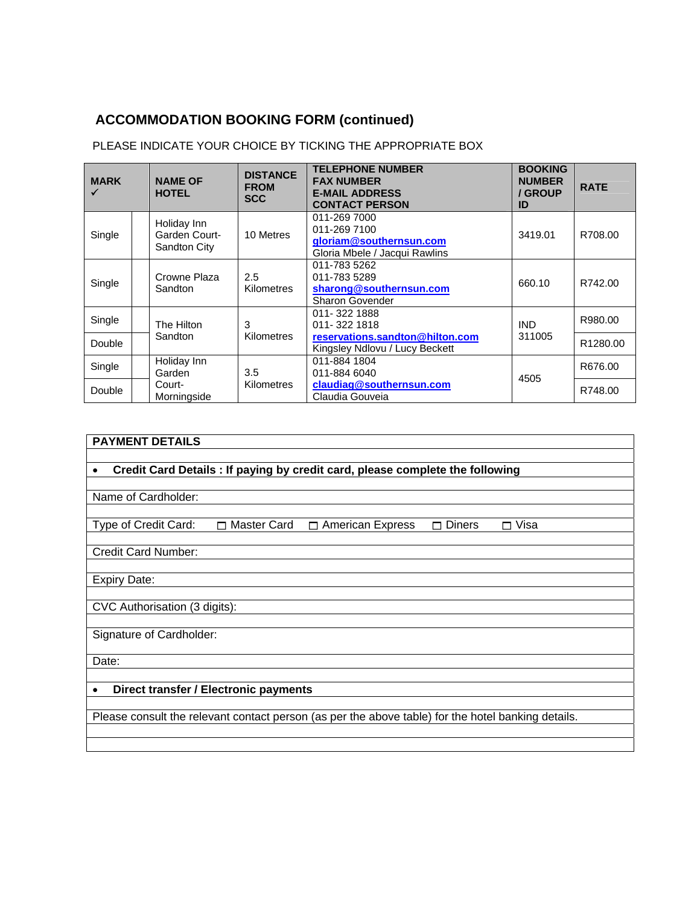## ACCOMMODATION BOOKING FORM (continued)

PLEASE INDICATE YOUR CHOICE BY TICKING THE APPROPRIATE BOX

| MARK ✓ | | NAME OF HOTEL | DISTANCE FROM SCC | TELEPHONE NUMBER<br>FAX NUMBER<br>E-MAIL ADDRESS<br>CONTACT PERSON | BOOKING NUMBER / GROUP ID | RATE |
|---|---|---|---|---|---|---|
| Single | | Holiday Inn Garden Court-Sandton City | 10 Metres | 011-269 7000<br>011-269 7100<br>gloriam@southernsun.com<br>Gloria Mbele / Jacqui Rawlins | 3419.01 | R708.00 |
| Single | | Crowne Plaza Sandton | 2.5 Kilometres | 011-783 5262<br>011-783 5289<br>sharong@southernsun.com<br>Sharon Govender | 660.10 | R742.00 |
| Single | | The Hilton Sandton | 3 Kilometres | 011- 322 1888<br>011- 322 1818<br>reservations.sandton@hilton.com<br>Kingsley Ndlovu / Lucy Beckett | IND 311005 | R980.00 |
| Double | | | | | | R1280.00 |
| Single | | Holiday Inn Garden Court-Morningside | 3.5 Kilometres | 011-884 1804<br>011-884 6040<br>claudiag@southernsun.com<br>Claudia Gouveia | 4505 | R676.00 |
| Double | | | | | | R748.00 |

**PAYMENT DETAILS**

- **Credit Card Details : If paying by credit card, please complete the following**

Name of Cardholder:

Type of Credit Card: ☐ Master Card ☐ American Express ☐ Diners ☐ Visa

Credit Card Number:

Expiry Date:

CVC Authorisation (3 digits):

Signature of Cardholder:

Date:

- **Direct transfer / Electronic payments**

Please consult the relevant contact person (as per the above table) for the hotel banking details.